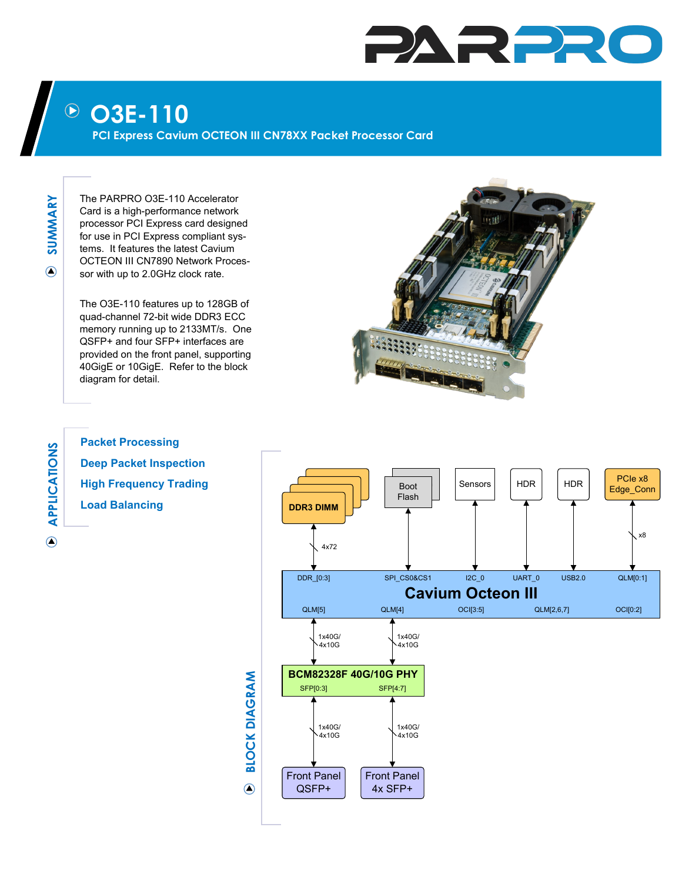# PARPRO

## O3E-110

**PCI Express Cavium OCTEON III CN78XX Packet Processor Card**

## SUMMARY

The PARPRO O3E-110 Accelerator Card is a high-performance network processor PCI Express card designed for use in PCI Express compliant systems. It features the latest Cavium OCTEON III CN7890 Network Processor with up to 2.0GHz clock rate.

The O3E-110 features up to 128GB of quad-channel 72-bit wide DDR3 ECC memory running up to 2133MT/s. One QSFP+ and four SFP+ interfaces are provided on the front panel, supporting 40GigE or 10GigE. Refer to the block diagram for detail.

## APPLICATIONS

- **Packet Processing**
- **Deep Packet Inspection**
- **High Frequency Trading**
- **Load Balancing**

## BLOCK DIAGRAM

DDR3 DIMM — 4x72 — DDR_[0:3]
Boot Flash — SPI_CS0&CS1
Sensors — I2C_0
HDR — UART_0
HDR — USB2.0
PCIe x8 Edge_Conn — x8 — QLM[0:1]

**Cavium Octeon III**

QLM[5] — 1x40G/4x10G — BCM82328F 40G/10G PHY SFP[0:3] — 1x40G/4x10G — Front Panel QSFP+
QLM[4] — 1x40G/4x10G — BCM82328F 40G/10G PHY SFP[4:7] — 1x40G/4x10G — Front Panel 4x SFP+
OCI[3:5]
QLM[2,6,7]
OCI[0:2]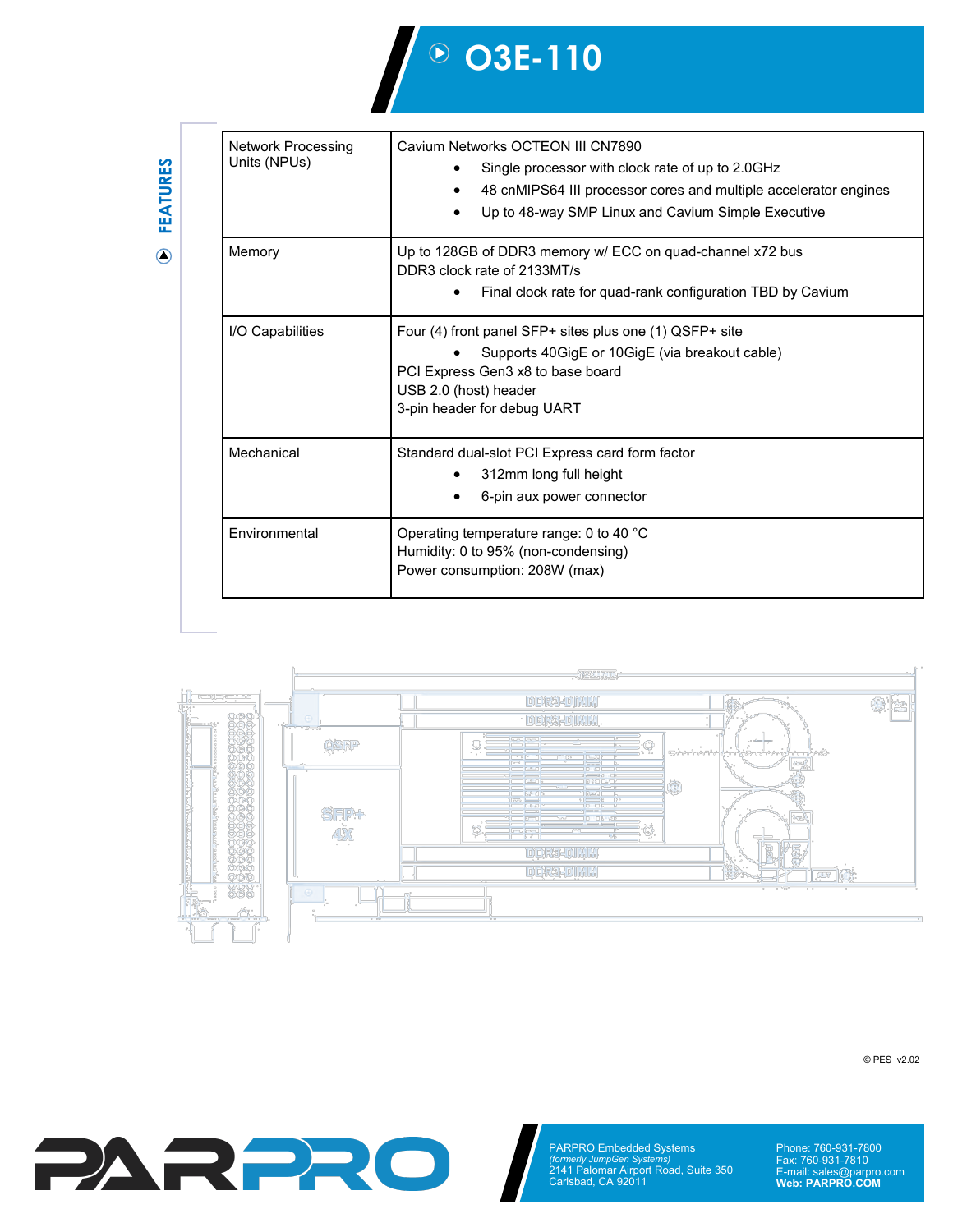# O3E-110

## FEATURES

| | |
|---|---|
| Network Processing Units (NPUs) | Cavium Networks OCTEON III CN7890<br>• Single processor with clock rate of up to 2.0GHz<br>• 48 cnMIPS64 III processor cores and multiple accelerator engines<br>• Up to 48-way SMP Linux and Cavium Simple Executive |
| Memory | Up to 128GB of DDR3 memory w/ ECC on quad-channel x72 bus<br>DDR3 clock rate of 2133MT/s<br>• Final clock rate for quad-rank configuration TBD by Cavium |
| I/O Capabilities | Four (4) front panel SFP+ sites plus one (1) QSFP+ site<br>• Supports 40GigE or 10GigE (via breakout cable)<br>PCI Express Gen3 x8 to base board<br>USB 2.0 (host) header<br>3-pin header for debug UART |
| Mechanical | Standard dual-slot PCI Express card form factor<br>• 312mm long full height<br>• 6-pin aux power connector |
| Environmental | Operating temperature range: 0 to 40 °C<br>Humidity: 0 to 95% (non-condensing)<br>Power consumption: 208W (max) |

QSFP

SFP+
4X

DDR3-DIMM

© PES v2.02

PARPRO

PARPRO Embedded Systems
*(formerly JumpGen Systems)*
2141 Palomar Airport Road, Suite 350
Carlsbad, CA 92011

Phone: 760-931-7800
Fax: 760-931-7810
E-mail: sales@parpro.com
**Web: PARPRO.COM**